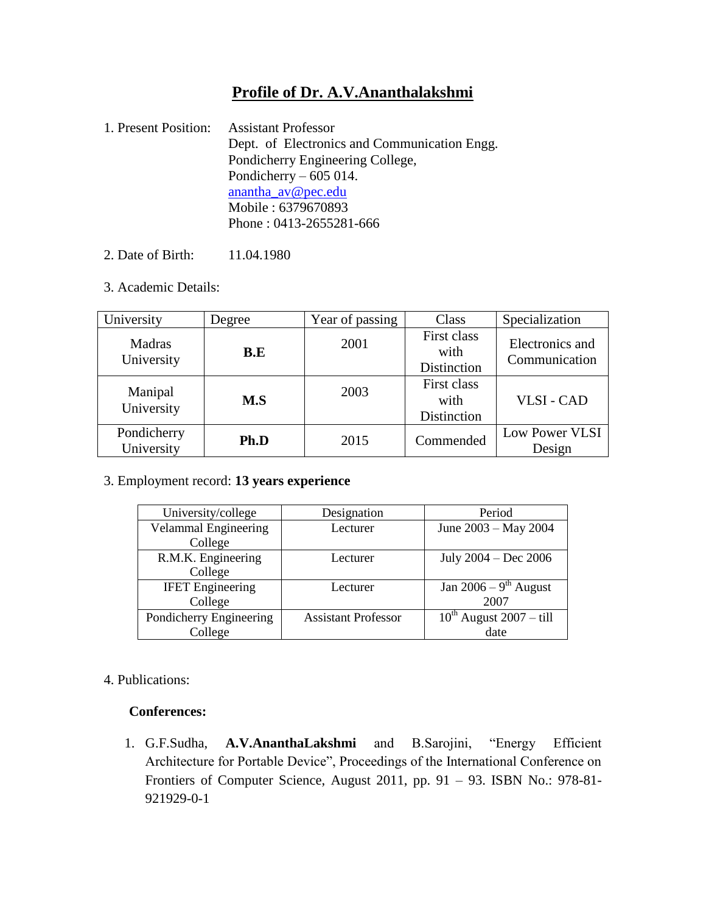# Profile of Dr. A.V.Ananthalakshmi

1. Present Position: Assistant Professor
   Dept. of Electronics and Communication Engg.
   Pondicherry Engineering College,
   Pondicherry – 605 014.
   ananth_av@pec.edu
   Mobile : 6379670893
   Phone : 0413-2655281-666

2. Date of Birth: 11.04.1980

3. Academic Details:

| University | Degree | Year of passing | Class | Specialization |
|---|---|---|---|---|
| Madras University | **B.E** | 2001 | First class with Distinction | Electronics and Communication |
| Manipal University | **M.S** | 2003 | First class with Distinction | VLSI - CAD |
| Pondicherry University | **Ph.D** | 2015 | Commended | Low Power VLSI Design |

3. Employment record: **13 years experience**

| University/college | Designation | Period |
|---|---|---|
| Velammal Engineering College | Lecturer | June 2003 – May 2004 |
| R.M.K. Engineering College | Lecturer | July 2004 – Dec 2006 |
| IFET Engineering College | Lecturer | Jan 2006 – 9th August 2007 |
| Pondicherry Engineering College | Assistant Professor | 10th August 2007 – till date |

4. Publications:

**Conferences:**

1. G.F.Sudha, **A.V.AnanthaLakshmi** and B.Sarojini, "Energy Efficient Architecture for Portable Device", Proceedings of the International Conference on Frontiers of Computer Science, August 2011, pp. 91 – 93. ISBN No.: 978-81-921929-0-1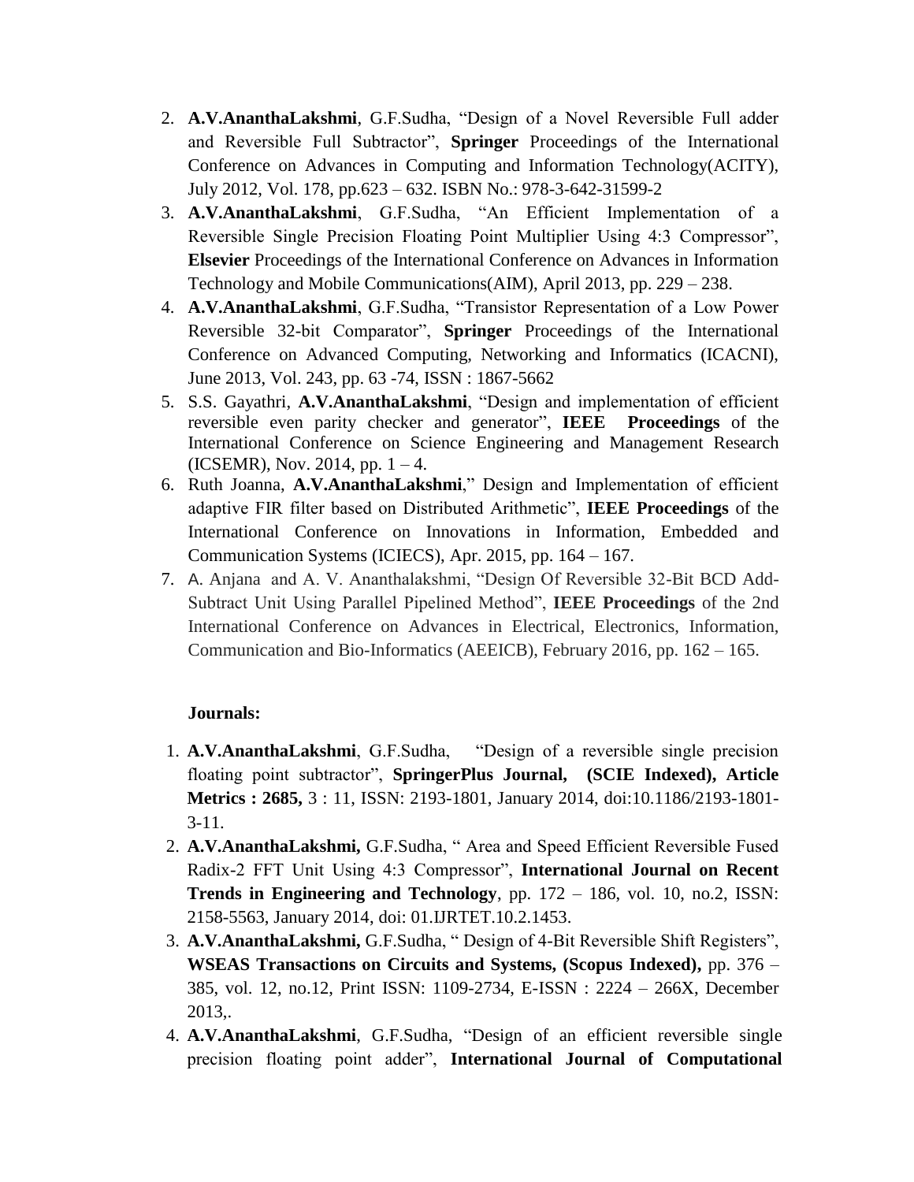2. **A.V.AnanthaLakshmi**, G.F.Sudha, "Design of a Novel Reversible Full adder and Reversible Full Subtractor", **Springer** Proceedings of the International Conference on Advances in Computing and Information Technology(ACITY), July 2012, Vol. 178, pp.623 – 632. ISBN No.: 978-3-642-31599-2
3. **A.V.AnanthaLakshmi**, G.F.Sudha, "An Efficient Implementation of a Reversible Single Precision Floating Point Multiplier Using 4:3 Compressor", **Elsevier** Proceedings of the International Conference on Advances in Information Technology and Mobile Communications(AIM), April 2013, pp. 229 – 238.
4. **A.V.AnanthaLakshmi**, G.F.Sudha, "Transistor Representation of a Low Power Reversible 32-bit Comparator", **Springer** Proceedings of the International Conference on Advanced Computing, Networking and Informatics (ICACNI), June 2013, Vol. 243, pp. 63 -74, ISSN : 1867-5662
5. S.S. Gayathri, **A.V.AnanthaLakshmi**, "Design and implementation of efficient reversible even parity checker and generator", **IEEE Proceedings** of the International Conference on Science Engineering and Management Research (ICSEMR), Nov. 2014, pp. 1 – 4.
6. Ruth Joanna, **A.V.AnanthaLakshmi**," Design and Implementation of efficient adaptive FIR filter based on Distributed Arithmetic", **IEEE Proceedings** of the International Conference on Innovations in Information, Embedded and Communication Systems (ICIECS), Apr. 2015, pp. 164 – 167.
7. A. Anjana and A. V. Ananthalakshmi, "Design Of Reversible 32-Bit BCD Add-Subtract Unit Using Parallel Pipelined Method", **IEEE Proceedings** of the 2nd International Conference on Advances in Electrical, Electronics, Information, Communication and Bio-Informatics (AEEICB), February 2016, pp. 162 – 165.

**Journals:**

1. **A.V.AnanthaLakshmi**, G.F.Sudha, "Design of a reversible single precision floating point subtractor", **SpringerPlus Journal, (SCIE Indexed), Article Metrics : 2685,** 3 : 11, ISSN: 2193-1801, January 2014, doi:10.1186/2193-1801-3-11.
2. **A.V.AnanthaLakshmi,** G.F.Sudha, " Area and Speed Efficient Reversible Fused Radix-2 FFT Unit Using 4:3 Compressor", **International Journal on Recent Trends in Engineering and Technology**, pp. 172 – 186, vol. 10, no.2, ISSN: 2158-5563, January 2014, doi: 01.IJRTET.10.2.1453.
3. **A.V.AnanthaLakshmi,** G.F.Sudha, " Design of 4-Bit Reversible Shift Registers", **WSEAS Transactions on Circuits and Systems, (Scopus Indexed),** pp. 376 – 385, vol. 12, no.12, Print ISSN: 1109-2734, E-ISSN : 2224 – 266X, December 2013,.
4. **A.V.AnanthaLakshmi**, G.F.Sudha, "Design of an efficient reversible single precision floating point adder", **International Journal of Computational**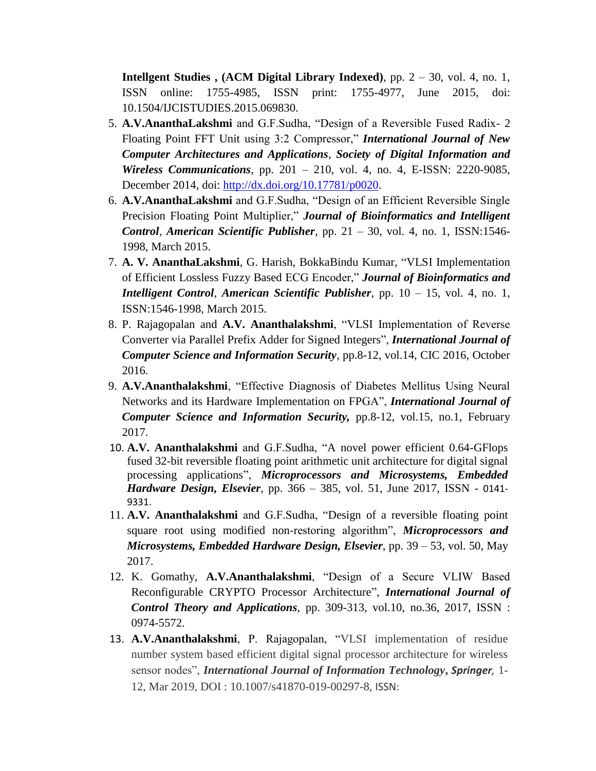**Intellgent Studies , (ACM Digital Library Indexed)**, pp. 2 – 30, vol. 4, no. 1, ISSN online: 1755-4985, ISSN print: 1755-4977, June 2015, doi: 10.1504/IJCISTUDIES.2015.069830.

5. **A.V.AnanthaLakshmi** and G.F.Sudha, "Design of a Reversible Fused Radix- 2 Floating Point FFT Unit using 3:2 Compressor," ***International Journal of New Computer Architectures and Applications***, ***Society of Digital Information and Wireless Communications***, pp. 201 – 210, vol. 4, no. 4, E-ISSN: 2220-9085, December 2014, doi: http://dx.doi.org/10.17781/p0020.
6. **A.V.AnanthaLakshmi** and G.F.Sudha, "Design of an Efficient Reversible Single Precision Floating Point Multiplier," ***Journal of Bioinformatics and Intelligent Control***, ***American Scientific Publisher***, pp. 21 – 30, vol. 4, no. 1, ISSN:1546-1998, March 2015.
7. **A. V. AnanthaLakshmi**, G. Harish, BokkaBindu Kumar, "VLSI Implementation of Efficient Lossless Fuzzy Based ECG Encoder," ***Journal of Bioinformatics and Intelligent Control***, ***American Scientific Publisher***, pp. 10 – 15, vol. 4, no. 1, ISSN:1546-1998, March 2015.
8. P. Rajagopalan and **A.V. Ananthalakshmi**, "VLSI Implementation of Reverse Converter via Parallel Prefix Adder for Signed Integers", ***International Journal of Computer Science and Information Security***, pp.8-12, vol.14, CIC 2016, October 2016.
9. **A.V.Ananthalakshmi**, "Effective Diagnosis of Diabetes Mellitus Using Neural Networks and its Hardware Implementation on FPGA", ***International Journal of Computer Science and Information Security,*** pp.8-12, vol.15, no.1, February 2017.
10. **A.V. Ananthalakshmi** and G.F.Sudha, "A novel power efficient 0.64-GFlops fused 32-bit reversible floating point arithmetic unit architecture for digital signal processing applications", ***Microprocessors and Microsystems, Embedded Hardware Design, Elsevier***, pp. 366 – 385, vol. 51, June 2017, ISSN - 0141-9331.
11. **A.V. Ananthalakshmi** and G.F.Sudha, "Design of a reversible floating point square root using modified non-restoring algorithm", ***Microprocessors and Microsystems, Embedded Hardware Design, Elsevier***, pp. 39 – 53, vol. 50, May 2017.
12. K. Gomathy, **A.V.Ananthalakshmi**, "Design of a Secure VLIW Based Reconfigurable CRYPTO Processor Architecture", ***International Journal of Control Theory and Applications***, pp. 309-313, vol.10, no.36, 2017, ISSN : 0974-5572.
13. **A.V.Ananthalakshmi**, P. Rajagopalan, "VLSI implementation of residue number system based efficient digital signal processor architecture for wireless sensor nodes", ***International Journal of Information Technology***, ***Springer,*** 1-12, Mar 2019, DOI : 10.1007/s41870-019-00297-8, ISSN: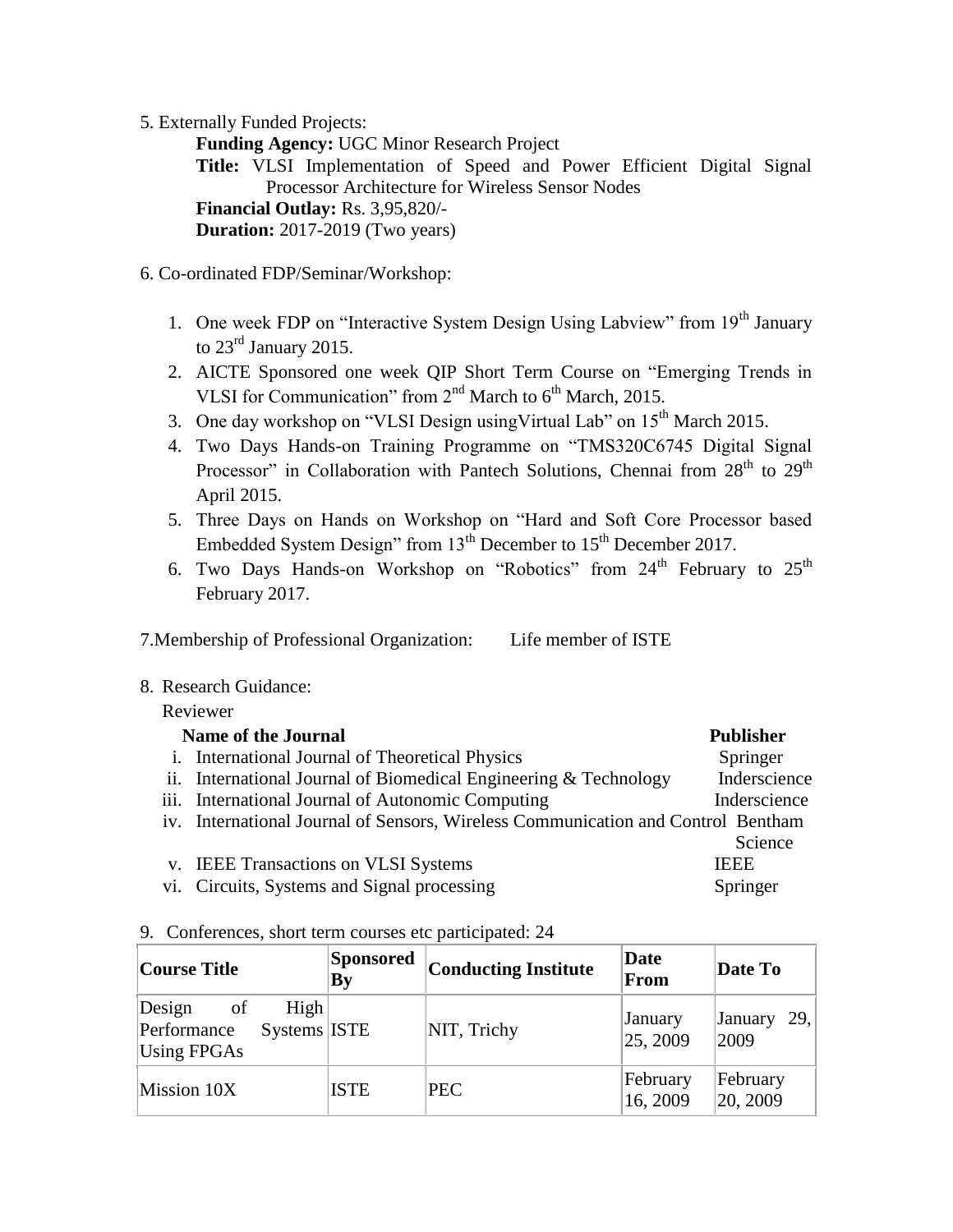5. Externally Funded Projects:

**Funding Agency:** UGC Minor Research Project

**Title:** VLSI Implementation of Speed and Power Efficient Digital Signal Processor Architecture for Wireless Sensor Nodes

**Financial Outlay:** Rs. 3,95,820/-

**Duration:** 2017-2019 (Two years)

6. Co-ordinated FDP/Seminar/Workshop:

1. One week FDP on "Interactive System Design Using Labview" from 19th January to 23rd January 2015.
2. AICTE Sponsored one week QIP Short Term Course on "Emerging Trends in VLSI for Communication" from 2nd March to 6th March, 2015.
3. One day workshop on "VLSI Design usingVirtual Lab" on 15th March 2015.
4. Two Days Hands-on Training Programme on "TMS320C6745 Digital Signal Processor" in Collaboration with Pantech Solutions, Chennai from 28th to 29th April 2015.
5. Three Days on Hands on Workshop on "Hard and Soft Core Processor based Embedded System Design" from 13th December to 15th December 2017.
6. Two Days Hands-on Workshop on "Robotics" from 24th February to 25th February 2017.

7.Membership of Professional Organization: Life member of ISTE

8. Research Guidance:

Reviewer

| | Name of the Journal | Publisher |
|---|---|---|
| i. | International Journal of Theoretical Physics | Springer |
| ii. | International Journal of Biomedical Engineering & Technology | Inderscience |
| iii. | International Journal of Autonomic Computing | Inderscience |
| iv. | International Journal of Sensors, Wireless Communication and Control | Bentham Science |
| v. | IEEE Transactions on VLSI Systems | IEEE |
| vi. | Circuits, Systems and Signal processing | Springer |

9. Conferences, short term courses etc participated: 24

| Course Title | Sponsored By | Conducting Institute | Date From | Date To |
|---|---|---|---|---|
| Design of High Performance Systems Using FPGAs | ISTE | NIT, Trichy | January 25, 2009 | January 29, 2009 |
| Mission 10X | ISTE | PEC | February 16, 2009 | February 20, 2009 |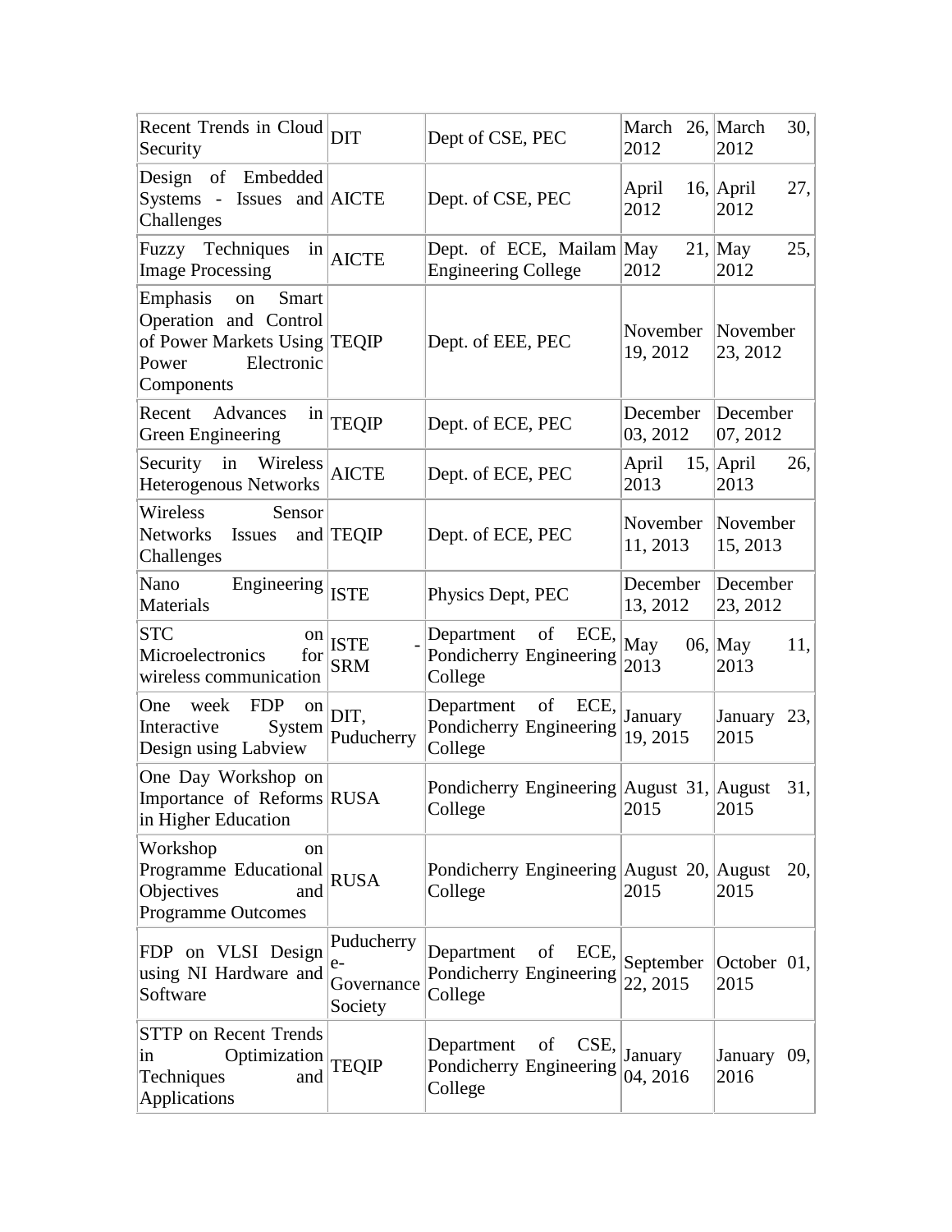| Recent Trends in Cloud Security | DIT | Dept of CSE, PEC | March 26, 2012 | March 30, 2012 |
|---|---|---|---|---|
| Design of Embedded Systems - Issues and Challenges | AICTE | Dept. of CSE, PEC | April 16, 2012 | April 27, 2012 |
| Fuzzy Techniques in Image Processing | AICTE | Dept. of ECE, Mailam Engineering College | May 21, 2012 | May 25, 2012 |
| Emphasis on Smart Operation and Control of Power Markets Using Power Electronic Components | TEQIP | Dept. of EEE, PEC | November 19, 2012 | November 23, 2012 |
| Recent Advances in Green Engineering | TEQIP | Dept. of ECE, PEC | December 03, 2012 | December 07, 2012 |
| Security in Wireless Heterogenous Networks | AICTE | Dept. of ECE, PEC | April 15, 2013 | April 26, 2013 |
| Wireless Sensor Networks Issues and Challenges | TEQIP | Dept. of ECE, PEC | November 11, 2013 | November 15, 2013 |
| Nano Engineering Materials | ISTE | Physics Dept, PEC | December 13, 2012 | December 23, 2012 |
| STC on Microelectronics for wireless communication | ISTE - SRM | Department of ECE, Pondicherry Engineering College | May 06, 2013 | May 11, 2013 |
| One week FDP on Interactive System Design using Labview | DIT, Puducherry | Department of ECE, Pondicherry Engineering College | January 19, 2015 | January 23, 2015 |
| One Day Workshop on Importance of Reforms in Higher Education | RUSA | Pondicherry Engineering College | August 31, 2015 | August 31, 2015 |
| Workshop on Programme Educational Objectives and Programme Outcomes | RUSA | Pondicherry Engineering College | August 20, 2015 | August 20, 2015 |
| FDP on VLSI Design using NI Hardware and Software | Puducherry e-Governance Society | Department of ECE, Pondicherry Engineering College | September 22, 2015 | October 01, 2015 |
| STTP on Recent Trends in Optimization Techniques and Applications | TEQIP | Department of CSE, Pondicherry Engineering College | January 04, 2016 | January 09, 2016 |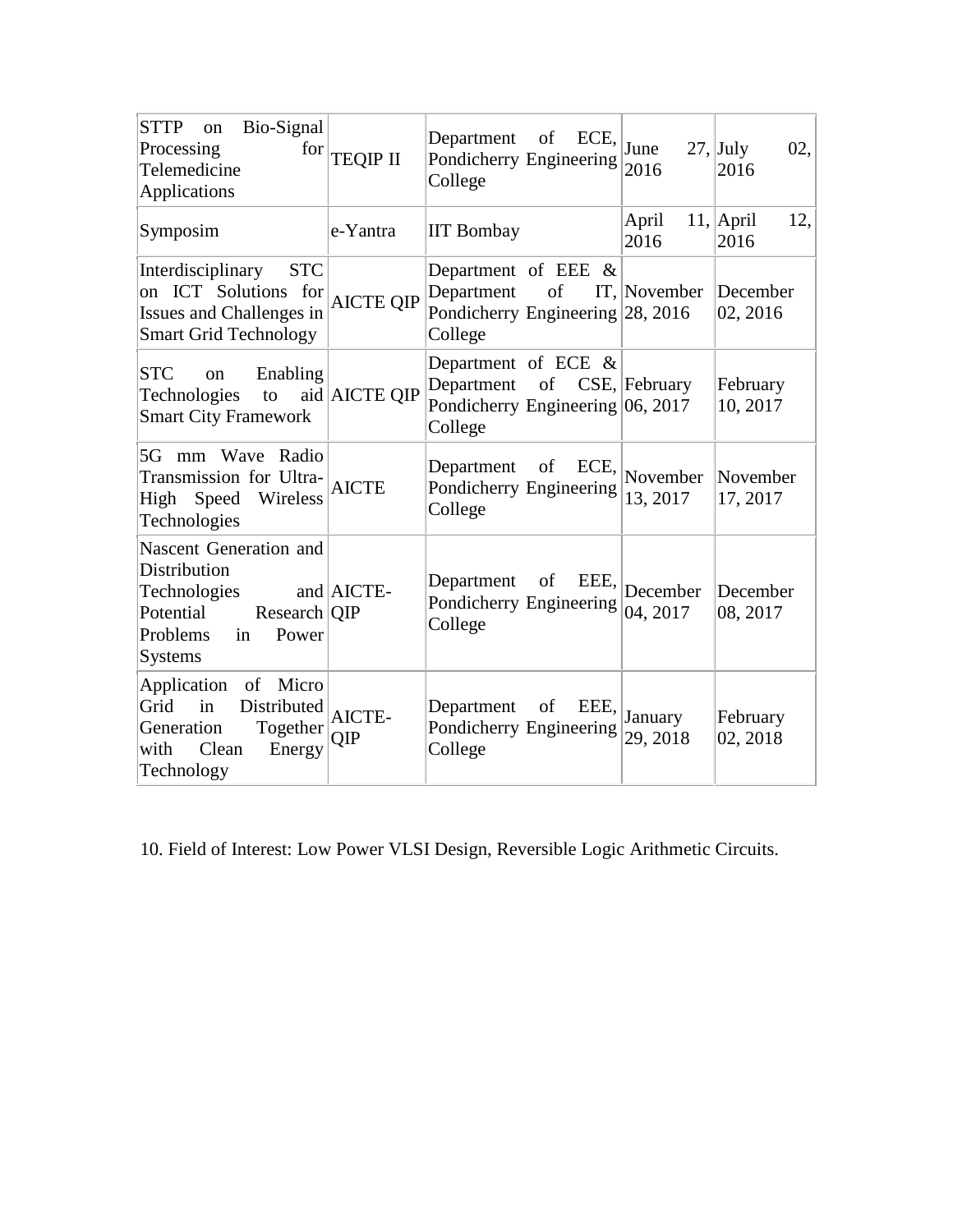| | | | | |
|---|---|---|---|---|
| STTP on Bio-Signal Processing for Telemedicine Applications | TEQIP II | Department of ECE, Pondicherry Engineering College | June 27, 2016 | July 02, 2016 |
| Symposim | e-Yantra | IIT Bombay | April 11, 2016 | April 12, 2016 |
| Interdisciplinary STC on ICT Solutions for Issues and Challenges in Smart Grid Technology | AICTE QIP | Department of EEE & Department of IT, Pondicherry Engineering College | November 28, 2016 | December 02, 2016 |
| STC on Enabling Technologies to aid Smart City Framework | AICTE QIP | Department of ECE & Department of CSE, Pondicherry Engineering College | February 06, 2017 | February 10, 2017 |
| 5G mm Wave Radio Transmission for Ultra-High Speed Wireless Technologies | AICTE | Department of ECE, Pondicherry Engineering College | November 13, 2017 | November 17, 2017 |
| Nascent Generation and Distribution Technologies and Potential Research Problems in Power Systems | AICTE-QIP | Department of EEE, Pondicherry Engineering College | December 04, 2017 | December 08, 2017 |
| Application of Micro Grid in Distributed Generation Together with Clean Energy Technology | AICTE-QIP | Department of EEE, Pondicherry Engineering College | January 29, 2018 | February 02, 2018 |

10. Field of Interest: Low Power VLSI Design, Reversible Logic Arithmetic Circuits.